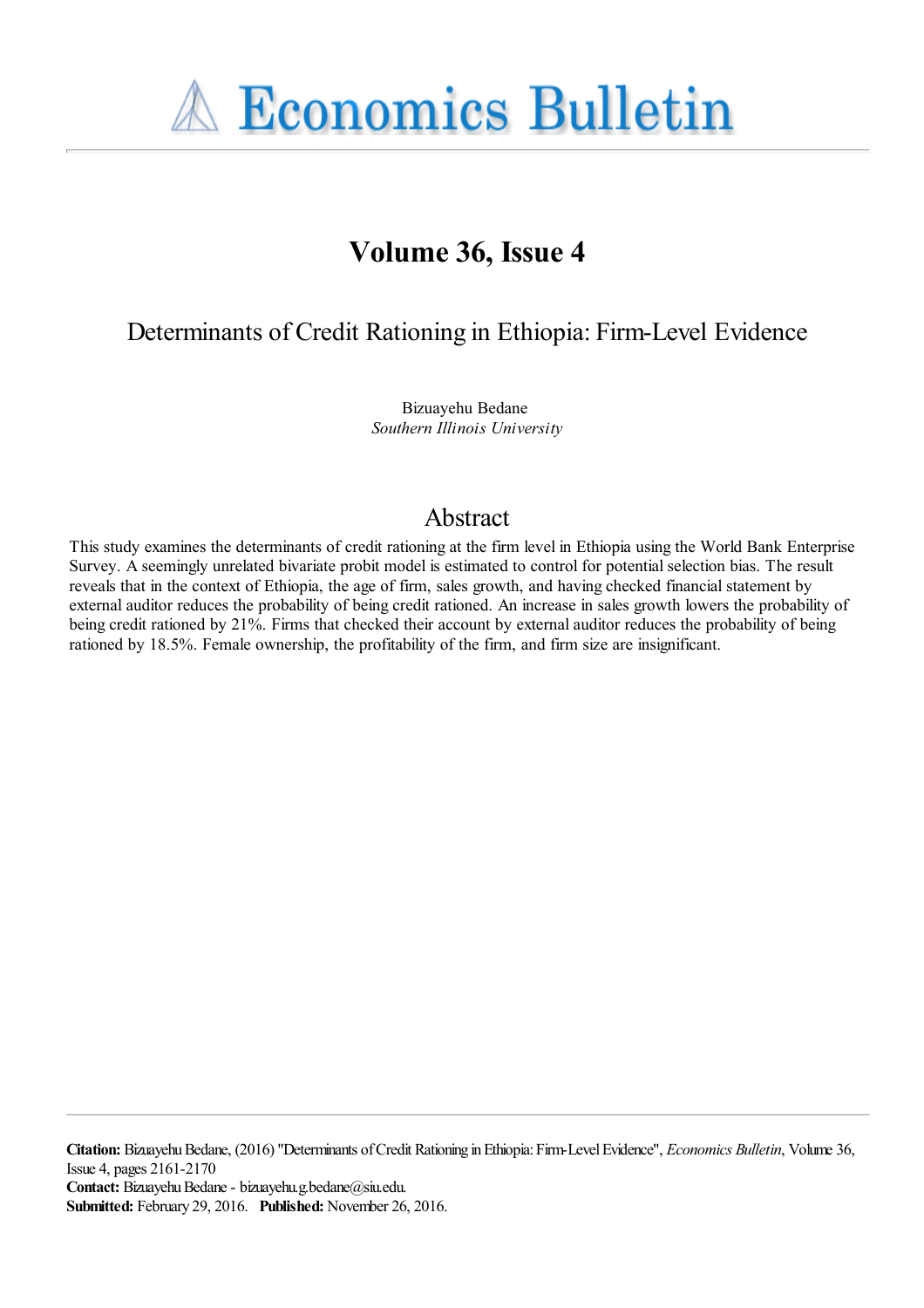# Economics Bulletin

## Volume 36, Issue 4

### Determinants of Credit Rationing in Ethiopia: Firm-Level Evidence

Bizuayehu Bedane  
*Southern Illinois University*

## Abstract

This study examines the determinants of credit rationing at the firm level in Ethiopia using the World Bank Enterprise Survey. A seemingly unrelated bivariate probit model is estimated to control for potential selection bias. The result reveals that in the context of Ethiopia, the age of firm, sales growth, and having checked financial statement by external auditor reduces the probability of being credit rationed. An increase in sales growth lowers the probability of being credit rationed by 21%. Firms that checked their account by external auditor reduces the probability of being rationed by 18.5%. Female ownership, the profitability of the firm, and firm size are insignificant.

**Citation:** Bizuayehu Bedane, (2016) "Determinants of Credit Rationing in Ethiopia: Firm-Level Evidence", *Economics Bulletin*, Volume 36, Issue 4, pages 2161-2170  
**Contact:** Bizuayehu Bedane - bizuayehu.g.bedane@siu.edu.  
**Submitted:** February 29, 2016. **Published:** November 26, 2016.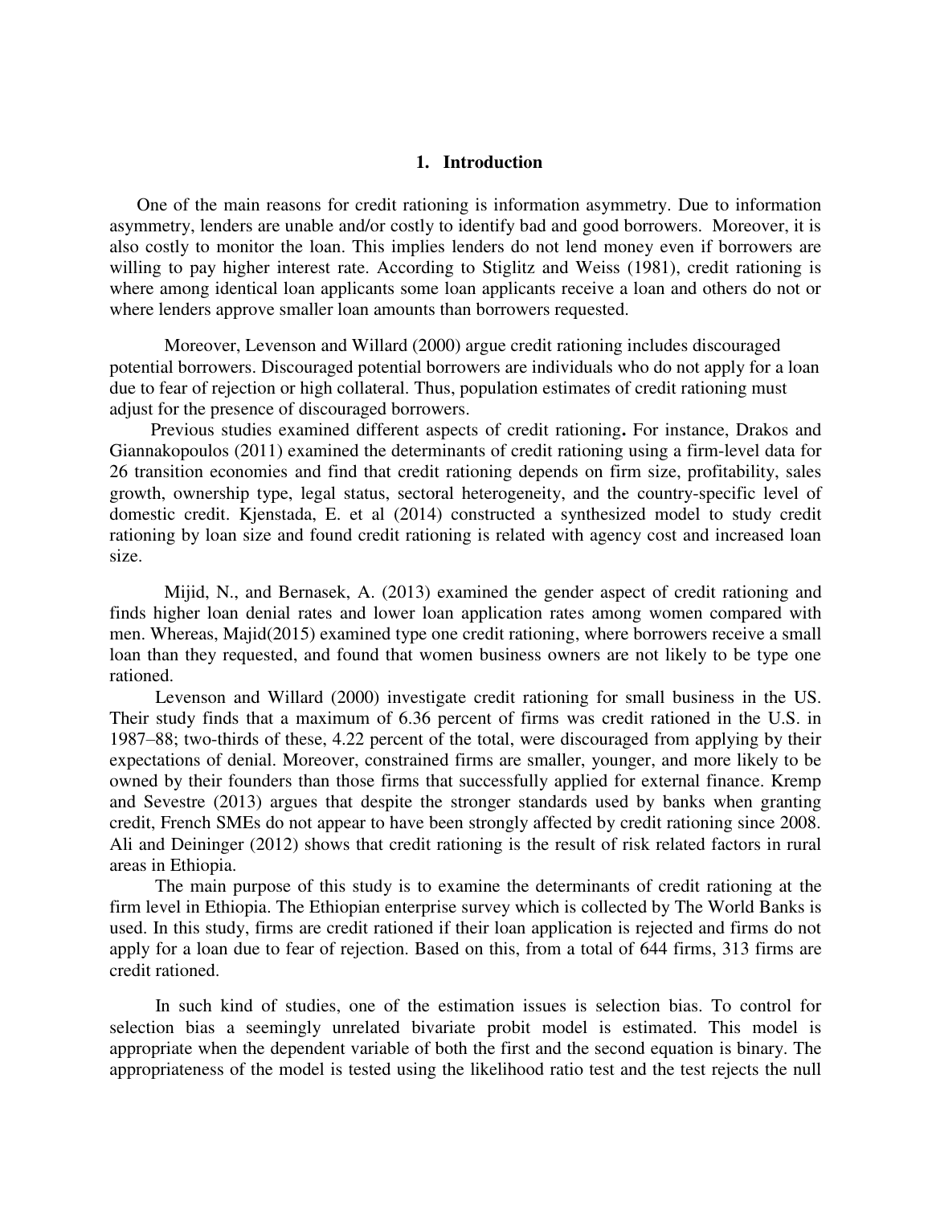## 1. Introduction

One of the main reasons for credit rationing is information asymmetry. Due to information asymmetry, lenders are unable and/or costly to identify bad and good borrowers. Moreover, it is also costly to monitor the loan. This implies lenders do not lend money even if borrowers are willing to pay higher interest rate. According to Stiglitz and Weiss (1981), credit rationing is where among identical loan applicants some loan applicants receive a loan and others do not or where lenders approve smaller loan amounts than borrowers requested.

Moreover, Levenson and Willard (2000) argue credit rationing includes discouraged potential borrowers. Discouraged potential borrowers are individuals who do not apply for a loan due to fear of rejection or high collateral. Thus, population estimates of credit rationing must adjust for the presence of discouraged borrowers.

Previous studies examined different aspects of credit rationing**.** For instance, Drakos and Giannakopoulos (2011) examined the determinants of credit rationing using a firm-level data for 26 transition economies and find that credit rationing depends on firm size, profitability, sales growth, ownership type, legal status, sectoral heterogeneity, and the country-specific level of domestic credit. Kjenstada, E. et al (2014) constructed a synthesized model to study credit rationing by loan size and found credit rationing is related with agency cost and increased loan size.

Mijid, N., and Bernasek, A. (2013) examined the gender aspect of credit rationing and finds higher loan denial rates and lower loan application rates among women compared with men. Whereas, Majid(2015) examined type one credit rationing, where borrowers receive a small loan than they requested, and found that women business owners are not likely to be type one rationed.

Levenson and Willard (2000) investigate credit rationing for small business in the US. Their study finds that a maximum of 6.36 percent of firms was credit rationed in the U.S. in 1987–88; two-thirds of these, 4.22 percent of the total, were discouraged from applying by their expectations of denial. Moreover, constrained firms are smaller, younger, and more likely to be owned by their founders than those firms that successfully applied for external finance. Kremp and Sevestre (2013) argues that despite the stronger standards used by banks when granting credit, French SMEs do not appear to have been strongly affected by credit rationing since 2008. Ali and Deininger (2012) shows that credit rationing is the result of risk related factors in rural areas in Ethiopia.

The main purpose of this study is to examine the determinants of credit rationing at the firm level in Ethiopia. The Ethiopian enterprise survey which is collected by The World Banks is used. In this study, firms are credit rationed if their loan application is rejected and firms do not apply for a loan due to fear of rejection. Based on this, from a total of 644 firms, 313 firms are credit rationed.

In such kind of studies, one of the estimation issues is selection bias. To control for selection bias a seemingly unrelated bivariate probit model is estimated. This model is appropriate when the dependent variable of both the first and the second equation is binary. The appropriateness of the model is tested using the likelihood ratio test and the test rejects the null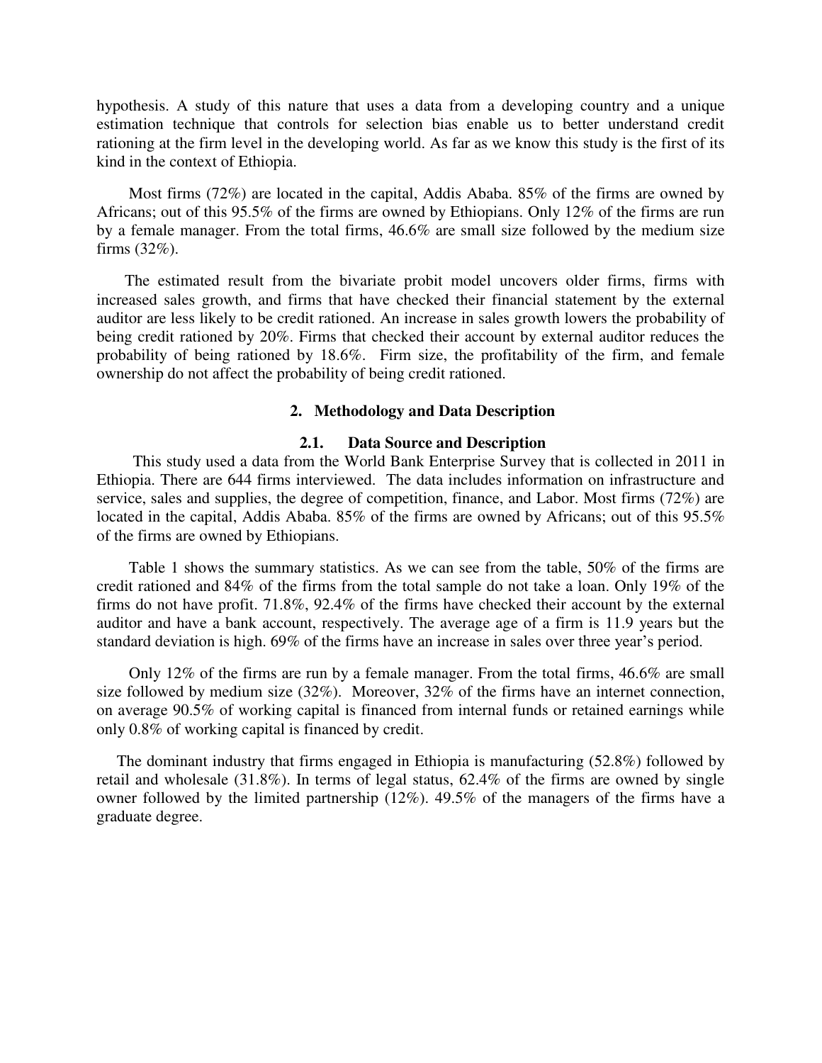hypothesis. A study of this nature that uses a data from a developing country and a unique estimation technique that controls for selection bias enable us to better understand credit rationing at the firm level in the developing world. As far as we know this study is the first of its kind in the context of Ethiopia.

Most firms (72%) are located in the capital, Addis Ababa. 85% of the firms are owned by Africans; out of this 95.5% of the firms are owned by Ethiopians. Only 12% of the firms are run by a female manager. From the total firms, 46.6% are small size followed by the medium size firms (32%).

The estimated result from the bivariate probit model uncovers older firms, firms with increased sales growth, and firms that have checked their financial statement by the external auditor are less likely to be credit rationed. An increase in sales growth lowers the probability of being credit rationed by 20%. Firms that checked their account by external auditor reduces the probability of being rationed by 18.6%. Firm size, the profitability of the firm, and female ownership do not affect the probability of being credit rationed.

## 2. Methodology and Data Description

### 2.1. Data Source and Description

This study used a data from the World Bank Enterprise Survey that is collected in 2011 in Ethiopia. There are 644 firms interviewed. The data includes information on infrastructure and service, sales and supplies, the degree of competition, finance, and Labor. Most firms (72%) are located in the capital, Addis Ababa. 85% of the firms are owned by Africans; out of this 95.5% of the firms are owned by Ethiopians.

Table 1 shows the summary statistics. As we can see from the table, 50% of the firms are credit rationed and 84% of the firms from the total sample do not take a loan. Only 19% of the firms do not have profit. 71.8%, 92.4% of the firms have checked their account by the external auditor and have a bank account, respectively. The average age of a firm is 11.9 years but the standard deviation is high. 69% of the firms have an increase in sales over three year's period.

Only 12% of the firms are run by a female manager. From the total firms, 46.6% are small size followed by medium size (32%). Moreover, 32% of the firms have an internet connection, on average 90.5% of working capital is financed from internal funds or retained earnings while only 0.8% of working capital is financed by credit.

The dominant industry that firms engaged in Ethiopia is manufacturing (52.8%) followed by retail and wholesale (31.8%). In terms of legal status, 62.4% of the firms are owned by single owner followed by the limited partnership (12%). 49.5% of the managers of the firms have a graduate degree.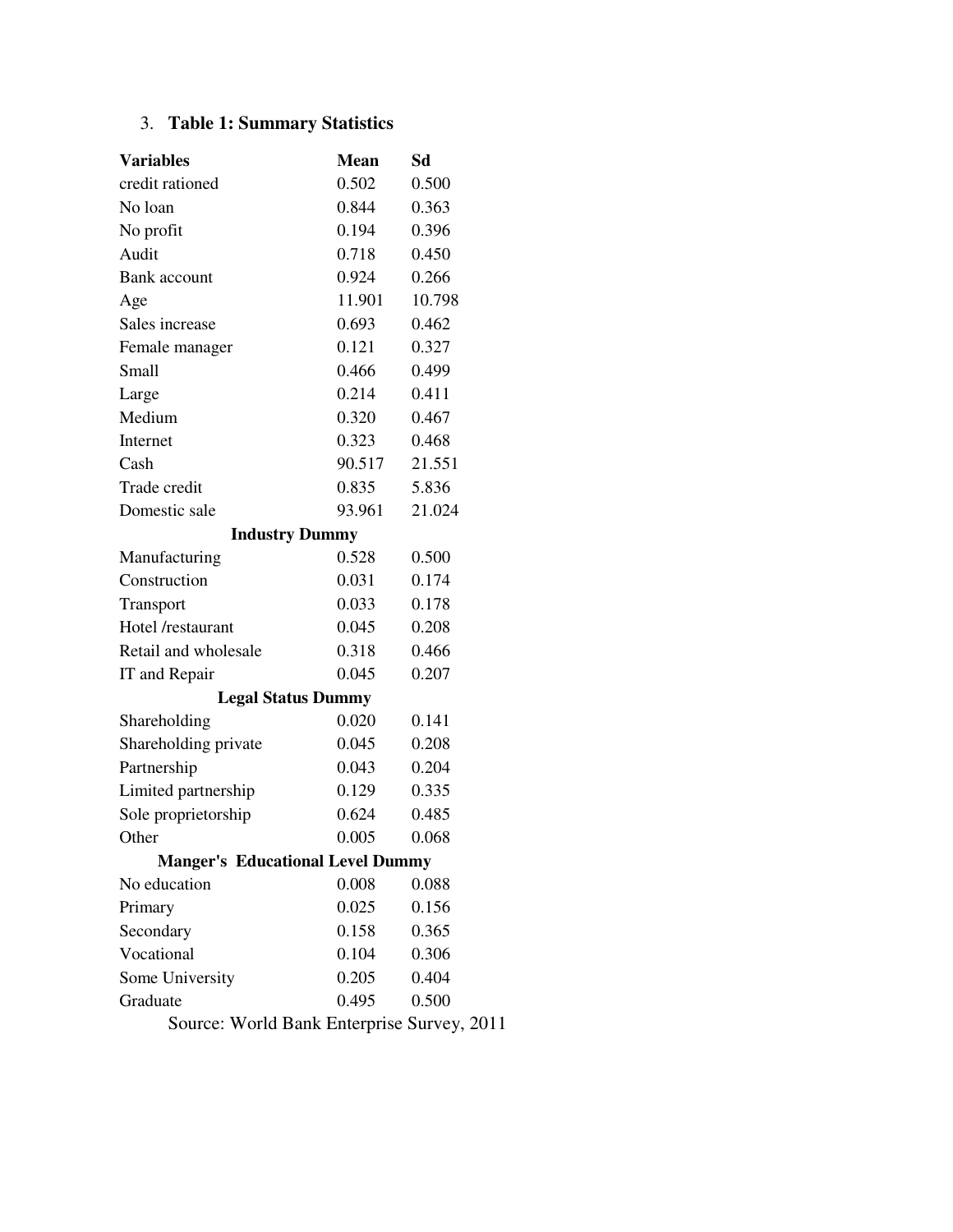3. **Table 1: Summary Statistics**

| **Variables** | **Mean** | **Sd** |
|---|---|---|
| credit rationed | 0.502 | 0.500 |
| No loan | 0.844 | 0.363 |
| No profit | 0.194 | 0.396 |
| Audit | 0.718 | 0.450 |
| Bank account | 0.924 | 0.266 |
| Age | 11.901 | 10.798 |
| Sales increase | 0.693 | 0.462 |
| Female manager | 0.121 | 0.327 |
| Small | 0.466 | 0.499 |
| Large | 0.214 | 0.411 |
| Medium | 0.320 | 0.467 |
| Internet | 0.323 | 0.468 |
| Cash | 90.517 | 21.551 |
| Trade credit | 0.835 | 5.836 |
| Domestic sale | 93.961 | 21.024 |
| **Industry Dummy** | | |
| Manufacturing | 0.528 | 0.500 |
| Construction | 0.031 | 0.174 |
| Transport | 0.033 | 0.178 |
| Hotel /restaurant | 0.045 | 0.208 |
| Retail and wholesale | 0.318 | 0.466 |
| IT and Repair | 0.045 | 0.207 |
| **Legal Status Dummy** | | |
| Shareholding | 0.020 | 0.141 |
| Shareholding private | 0.045 | 0.208 |
| Partnership | 0.043 | 0.204 |
| Limited partnership | 0.129 | 0.335 |
| Sole proprietorship | 0.624 | 0.485 |
| Other | 0.005 | 0.068 |
| **Manger's Educational Level Dummy** | | |
| No education | 0.008 | 0.088 |
| Primary | 0.025 | 0.156 |
| Secondary | 0.158 | 0.365 |
| Vocational | 0.104 | 0.306 |
| Some University | 0.205 | 0.404 |
| Graduate | 0.495 | 0.500 |

Source: World Bank Enterprise Survey, 2011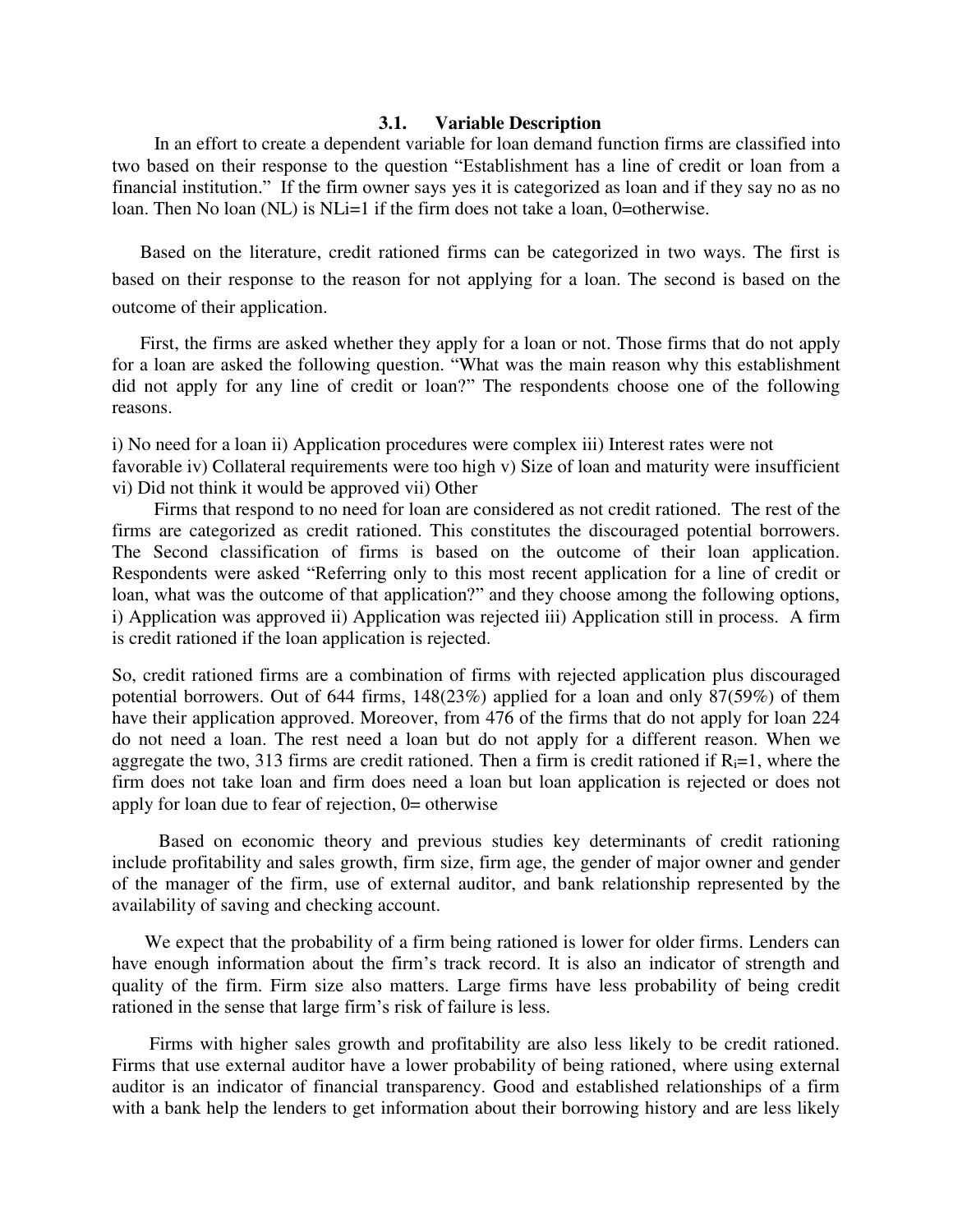### 3.1. Variable Description

In an effort to create a dependent variable for loan demand function firms are classified into two based on their response to the question "Establishment has a line of credit or loan from a financial institution." If the firm owner says yes it is categorized as loan and if they say no as no loan. Then No loan (NL) is $NL_i=1$ if the firm does not take a loan, 0=otherwise.

Based on the literature, credit rationed firms can be categorized in two ways. The first is based on their response to the reason for not applying for a loan. The second is based on the outcome of their application.

First, the firms are asked whether they apply for a loan or not. Those firms that do not apply for a loan are asked the following question. "What was the main reason why this establishment did not apply for any line of credit or loan?" The respondents choose one of the following reasons.

i) No need for a loan ii) Application procedures were complex iii) Interest rates were not favorable iv) Collateral requirements were too high v) Size of loan and maturity were insufficient vi) Did not think it would be approved vii) Other

Firms that respond to no need for loan are considered as not credit rationed. The rest of the firms are categorized as credit rationed. This constitutes the discouraged potential borrowers. The Second classification of firms is based on the outcome of their loan application. Respondents were asked "Referring only to this most recent application for a line of credit or loan, what was the outcome of that application?" and they choose among the following options, i) Application was approved ii) Application was rejected iii) Application still in process. A firm is credit rationed if the loan application is rejected.

So, credit rationed firms are a combination of firms with rejected application plus discouraged potential borrowers. Out of 644 firms, 148(23%) applied for a loan and only 87(59%) of them have their application approved. Moreover, from 476 of the firms that do not apply for loan 224 do not need a loan. The rest need a loan but do not apply for a different reason. When we aggregate the two, 313 firms are credit rationed. Then a firm is credit rationed if $R_i=1$, where the firm does not take loan and firm does need a loan but loan application is rejected or does not apply for loan due to fear of rejection, 0= otherwise

Based on economic theory and previous studies key determinants of credit rationing include profitability and sales growth, firm size, firm age, the gender of major owner and gender of the manager of the firm, use of external auditor, and bank relationship represented by the availability of saving and checking account.

We expect that the probability of a firm being rationed is lower for older firms. Lenders can have enough information about the firm's track record. It is also an indicator of strength and quality of the firm. Firm size also matters. Large firms have less probability of being credit rationed in the sense that large firm's risk of failure is less.

Firms with higher sales growth and profitability are also less likely to be credit rationed. Firms that use external auditor have a lower probability of being rationed, where using external auditor is an indicator of financial transparency. Good and established relationships of a firm with a bank help the lenders to get information about their borrowing history and are less likely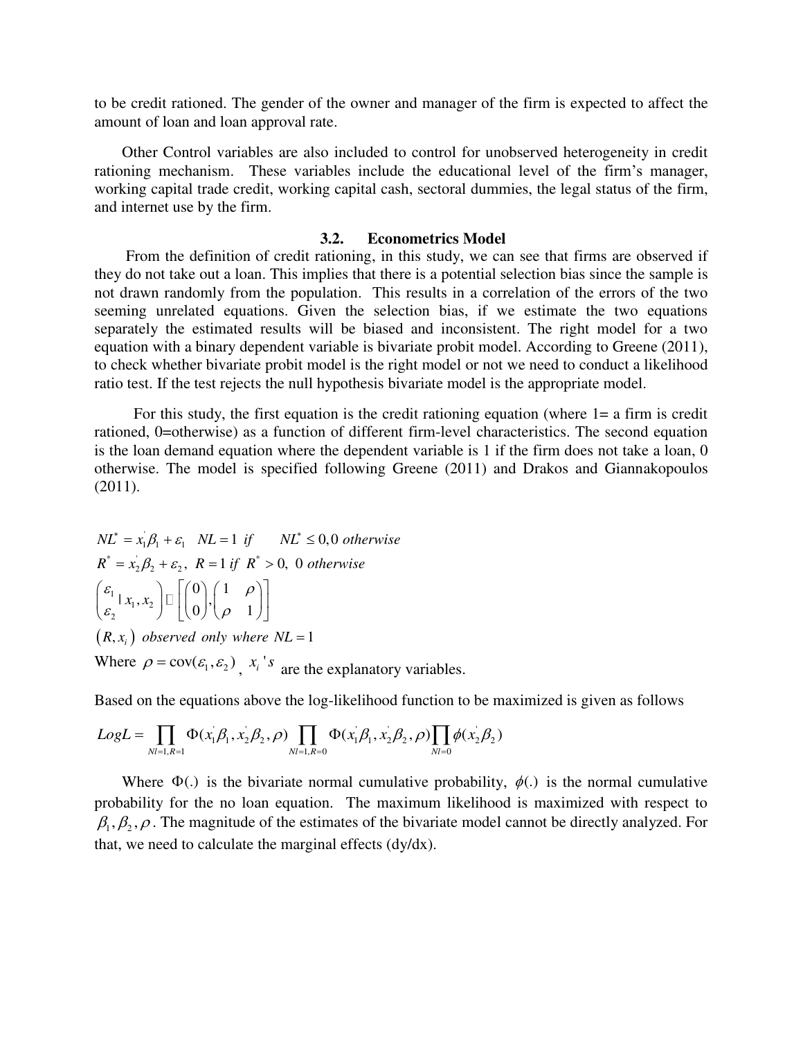to be credit rationed. The gender of the owner and manager of the firm is expected to affect the amount of loan and loan approval rate.

Other Control variables are also included to control for unobserved heterogeneity in credit rationing mechanism. These variables include the educational level of the firm's manager, working capital trade credit, working capital cash, sectoral dummies, the legal status of the firm, and internet use by the firm.

### 3.2. Econometrics Model

From the definition of credit rationing, in this study, we can see that firms are observed if they do not take out a loan. This implies that there is a potential selection bias since the sample is not drawn randomly from the population. This results in a correlation of the errors of the two seeming unrelated equations. Given the selection bias, if we estimate the two equations separately the estimated results will be biased and inconsistent. The right model for a two equation with a binary dependent variable is bivariate probit model. According to Greene (2011), to check whether bivariate probit model is the right model or not we need to conduct a likelihood ratio test. If the test rejects the null hypothesis bivariate model is the appropriate model.

For this study, the first equation is the credit rationing equation (where 1= a firm is credit rationed, 0=otherwise) as a function of different firm-level characteristics. The second equation is the loan demand equation where the dependent variable is 1 if the firm does not take a loan, 0 otherwise. The model is specified following Greene (2011) and Drakos and Giannakopoulos (2011).

$$NL^{*} = x_1^{'}\beta_1 + \varepsilon_1 \quad NL = 1 \ \text{if} \quad NL^{*} \leq 0, 0 \ \text{otherwise}$$

$$R^{*} = x_2^{'}\beta_2 + \varepsilon_2, \ R = 1 \ \text{if} \ R^{*} > 0, \ 0 \ \text{otherwise}$$

$$\begin{pmatrix} \varepsilon_1 \\ \varepsilon_2 \end{pmatrix} | \, x_1, x_2 \sim \left[ \begin{pmatrix} 0 \\ 0 \end{pmatrix}, \begin{pmatrix} 1 & \rho \\ \rho & 1 \end{pmatrix} \right]$$

$$(R, x_i) \ \text{observed only where} \ NL = 1$$

Where $\rho = \text{cov}(\varepsilon_1, \varepsilon_2)$, $x_i$'s are the explanatory variables.

Based on the equations above the log-likelihood function to be maximized is given as follows

$$LogL = \prod_{Nl=1, R=1} \Phi(x_1^{'}\beta_1, x_2^{'}\beta_2, \rho) \prod_{Nl=1, R=0} \Phi(x_1^{'}\beta_1, x_2^{'}\beta_2, \rho) \prod_{Nl=0} \phi(x_2^{'}\beta_2)$$

Where $\Phi(.)$ is the bivariate normal cumulative probability, $\phi(.)$ is the normal cumulative probability for the no loan equation. The maximum likelihood is maximized with respect to $\beta_1, \beta_2, \rho$. The magnitude of the estimates of the bivariate model cannot be directly analyzed. For that, we need to calculate the marginal effects (dy/dx).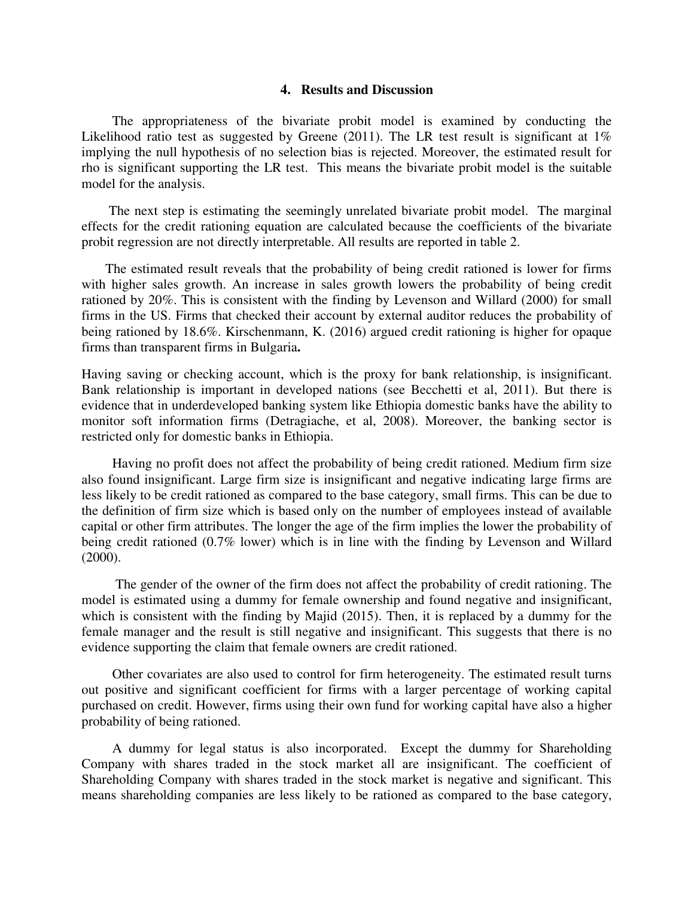## 4. Results and Discussion

The appropriateness of the bivariate probit model is examined by conducting the Likelihood ratio test as suggested by Greene (2011). The LR test result is significant at 1% implying the null hypothesis of no selection bias is rejected. Moreover, the estimated result for rho is significant supporting the LR test. This means the bivariate probit model is the suitable model for the analysis.

The next step is estimating the seemingly unrelated bivariate probit model. The marginal effects for the credit rationing equation are calculated because the coefficients of the bivariate probit regression are not directly interpretable. All results are reported in table 2.

The estimated result reveals that the probability of being credit rationed is lower for firms with higher sales growth. An increase in sales growth lowers the probability of being credit rationed by 20%. This is consistent with the finding by Levenson and Willard (2000) for small firms in the US. Firms that checked their account by external auditor reduces the probability of being rationed by 18.6%. Kirschenmann, K. (2016) argued credit rationing is higher for opaque firms than transparent firms in Bulgaria**.**

Having saving or checking account, which is the proxy for bank relationship, is insignificant. Bank relationship is important in developed nations (see Becchetti et al, 2011). But there is evidence that in underdeveloped banking system like Ethiopia domestic banks have the ability to monitor soft information firms (Detragiache, et al, 2008). Moreover, the banking sector is restricted only for domestic banks in Ethiopia.

Having no profit does not affect the probability of being credit rationed. Medium firm size also found insignificant. Large firm size is insignificant and negative indicating large firms are less likely to be credit rationed as compared to the base category, small firms. This can be due to the definition of firm size which is based only on the number of employees instead of available capital or other firm attributes. The longer the age of the firm implies the lower the probability of being credit rationed (0.7% lower) which is in line with the finding by Levenson and Willard (2000).

The gender of the owner of the firm does not affect the probability of credit rationing. The model is estimated using a dummy for female ownership and found negative and insignificant, which is consistent with the finding by Majid (2015). Then, it is replaced by a dummy for the female manager and the result is still negative and insignificant. This suggests that there is no evidence supporting the claim that female owners are credit rationed.

Other covariates are also used to control for firm heterogeneity. The estimated result turns out positive and significant coefficient for firms with a larger percentage of working capital purchased on credit. However, firms using their own fund for working capital have also a higher probability of being rationed.

A dummy for legal status is also incorporated. Except the dummy for Shareholding Company with shares traded in the stock market all are insignificant. The coefficient of Shareholding Company with shares traded in the stock market is negative and significant. This means shareholding companies are less likely to be rationed as compared to the base category,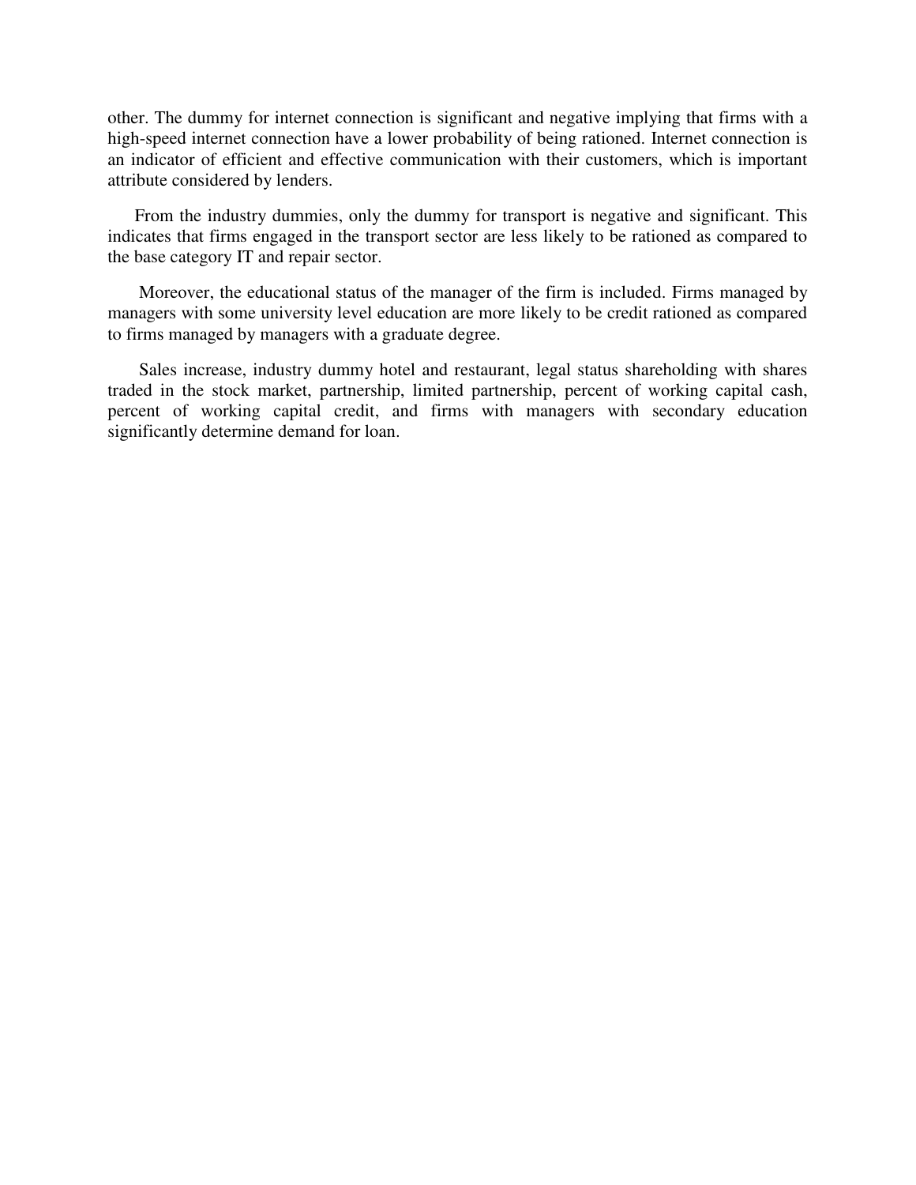other. The dummy for internet connection is significant and negative implying that firms with a high-speed internet connection have a lower probability of being rationed. Internet connection is an indicator of efficient and effective communication with their customers, which is important attribute considered by lenders.

From the industry dummies, only the dummy for transport is negative and significant. This indicates that firms engaged in the transport sector are less likely to be rationed as compared to the base category IT and repair sector.

Moreover, the educational status of the manager of the firm is included. Firms managed by managers with some university level education are more likely to be credit rationed as compared to firms managed by managers with a graduate degree.

Sales increase, industry dummy hotel and restaurant, legal status shareholding with shares traded in the stock market, partnership, limited partnership, percent of working capital cash, percent of working capital credit, and firms with managers with secondary education significantly determine demand for loan.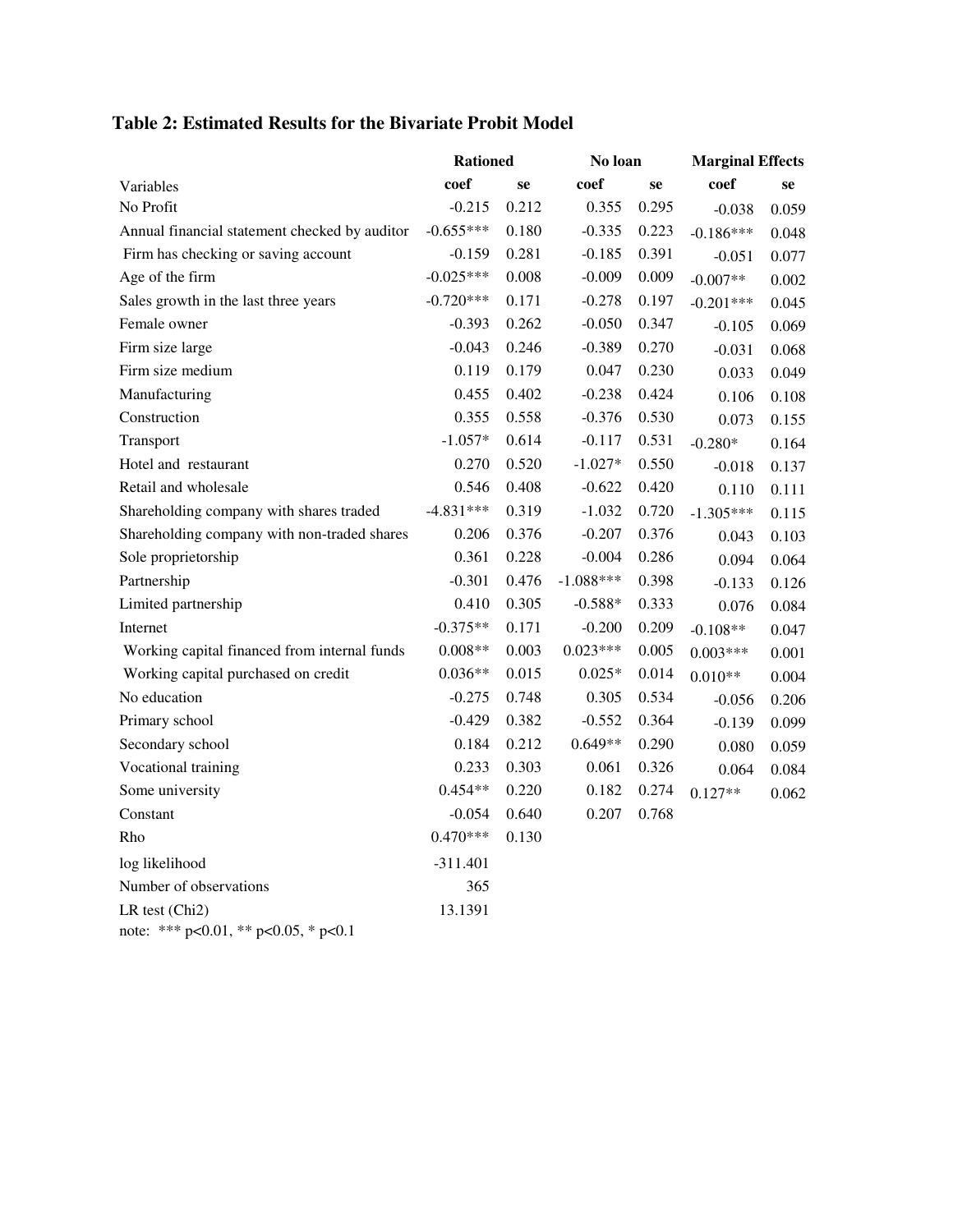**Table 2: Estimated Results for the Bivariate Probit Model**

| | Rationed | | No loan | | Marginal Effects | |
|---|---|---|---|---|---|---|
| Variables | coef | se | coef | se | coef | se |
| No Profit | -0.215 | 0.212 | 0.355 | 0.295 | -0.038 | 0.059 |
| Annual financial statement checked by auditor | -0.655*** | 0.180 | -0.335 | 0.223 | -0.186*** | 0.048 |
| Firm has checking or saving account | -0.159 | 0.281 | -0.185 | 0.391 | -0.051 | 0.077 |
| Age of the firm | -0.025*** | 0.008 | -0.009 | 0.009 | -0.007** | 0.002 |
| Sales growth in the last three years | -0.720*** | 0.171 | -0.278 | 0.197 | -0.201*** | 0.045 |
| Female owner | -0.393 | 0.262 | -0.050 | 0.347 | -0.105 | 0.069 |
| Firm size large | -0.043 | 0.246 | -0.389 | 0.270 | -0.031 | 0.068 |
| Firm size medium | 0.119 | 0.179 | 0.047 | 0.230 | 0.033 | 0.049 |
| Manufacturing | 0.455 | 0.402 | -0.238 | 0.424 | 0.106 | 0.108 |
| Construction | 0.355 | 0.558 | -0.376 | 0.530 | 0.073 | 0.155 |
| Transport | -1.057* | 0.614 | -0.117 | 0.531 | -0.280* | 0.164 |
| Hotel and restaurant | 0.270 | 0.520 | -1.027* | 0.550 | -0.018 | 0.137 |
| Retail and wholesale | 0.546 | 0.408 | -0.622 | 0.420 | 0.110 | 0.111 |
| Shareholding company with shares traded | -4.831*** | 0.319 | -1.032 | 0.720 | -1.305*** | 0.115 |
| Shareholding company with non-traded shares | 0.206 | 0.376 | -0.207 | 0.376 | 0.043 | 0.103 |
| Sole proprietorship | 0.361 | 0.228 | -0.004 | 0.286 | 0.094 | 0.064 |
| Partnership | -0.301 | 0.476 | -1.088*** | 0.398 | -0.133 | 0.126 |
| Limited partnership | 0.410 | 0.305 | -0.588* | 0.333 | 0.076 | 0.084 |
| Internet | -0.375** | 0.171 | -0.200 | 0.209 | -0.108** | 0.047 |
| Working capital financed from internal funds | 0.008** | 0.003 | 0.023*** | 0.005 | 0.003*** | 0.001 |
| Working capital purchased on credit | 0.036** | 0.015 | 0.025* | 0.014 | 0.010** | 0.004 |
| No education | -0.275 | 0.748 | 0.305 | 0.534 | -0.056 | 0.206 |
| Primary school | -0.429 | 0.382 | -0.552 | 0.364 | -0.139 | 0.099 |
| Secondary school | 0.184 | 0.212 | 0.649** | 0.290 | 0.080 | 0.059 |
| Vocational training | 0.233 | 0.303 | 0.061 | 0.326 | 0.064 | 0.084 |
| Some university | 0.454** | 0.220 | 0.182 | 0.274 | 0.127** | 0.062 |
| Constant | -0.054 | 0.640 | 0.207 | 0.768 | | |
| Rho | 0.470*** | 0.130 | | | | |
| log likelihood | -311.401 | | | | | |
| Number of observations | 365 | | | | | |
| LR test (Chi2) | 13.1391 | | | | | |

note: *** p<0.01, ** p<0.05, * p<0.1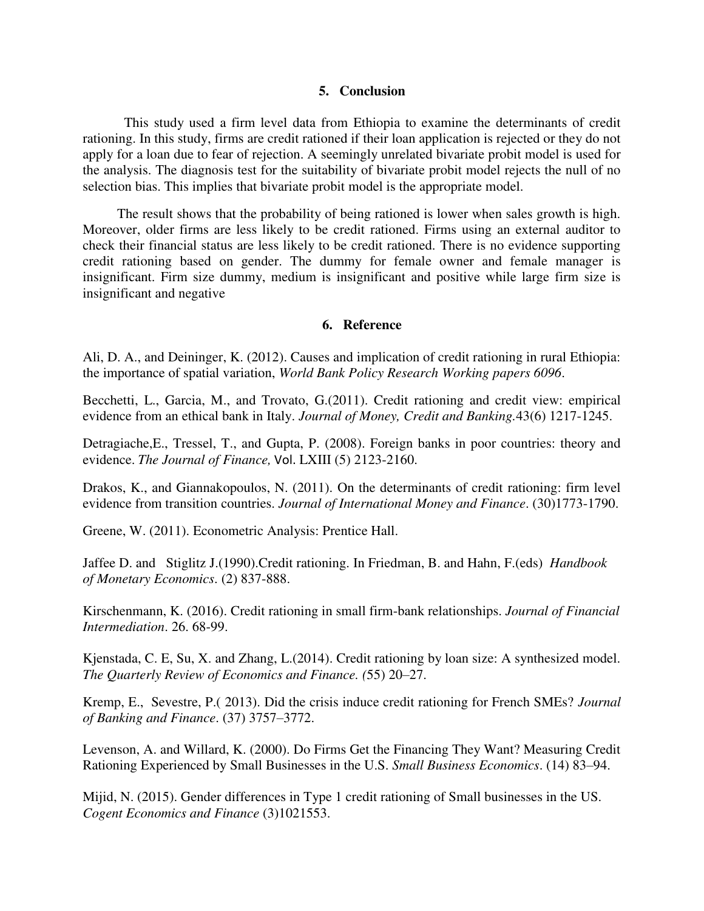## 5. Conclusion

This study used a firm level data from Ethiopia to examine the determinants of credit rationing. In this study, firms are credit rationed if their loan application is rejected or they do not apply for a loan due to fear of rejection. A seemingly unrelated bivariate probit model is used for the analysis. The diagnosis test for the suitability of bivariate probit model rejects the null of no selection bias. This implies that bivariate probit model is the appropriate model.

The result shows that the probability of being rationed is lower when sales growth is high. Moreover, older firms are less likely to be credit rationed. Firms using an external auditor to check their financial status are less likely to be credit rationed. There is no evidence supporting credit rationing based on gender. The dummy for female owner and female manager is insignificant. Firm size dummy, medium is insignificant and positive while large firm size is insignificant and negative

## 6. Reference

Ali, D. A., and Deininger, K. (2012). Causes and implication of credit rationing in rural Ethiopia: the importance of spatial variation, *World Bank Policy Research Working papers 6096*.

Becchetti, L., Garcia, M., and Trovato, G.(2011). Credit rationing and credit view: empirical evidence from an ethical bank in Italy. *Journal of Money, Credit and Banking*.43(6) 1217-1245.

Detragiache,E., Tressel, T., and Gupta, P. (2008). Foreign banks in poor countries: theory and evidence. *The Journal of Finance,* Vol. LXIII (5) 2123-2160.

Drakos, K., and Giannakopoulos, N. (2011). On the determinants of credit rationing: firm level evidence from transition countries. *Journal of International Money and Finance*. (30)1773-1790.

Greene, W. (2011). Econometric Analysis: Prentice Hall.

Jaffee D. and Stiglitz J.(1990).Credit rationing. In Friedman, B. and Hahn, F.(eds) *Handbook of Monetary Economics*. (2) 837-888.

Kirschenmann, K. (2016). Credit rationing in small firm-bank relationships. *Journal of Financial Intermediation*. 26. 68-99.

Kjenstada, C. E, Su, X. and Zhang, L.(2014). Credit rationing by loan size: A synthesized model. *The Quarterly Review of Economics and Finance. (*55) 20–27.

Kremp, E., Sevestre, P.( 2013). Did the crisis induce credit rationing for French SMEs? *Journal of Banking and Finance*. (37) 3757–3772.

Levenson, A. and Willard, K. (2000). Do Firms Get the Financing They Want? Measuring Credit Rationing Experienced by Small Businesses in the U.S. *Small Business Economics*. (14) 83–94.

Mijid, N. (2015). Gender differences in Type 1 credit rationing of Small businesses in the US. *Cogent Economics and Finance* (3)1021553.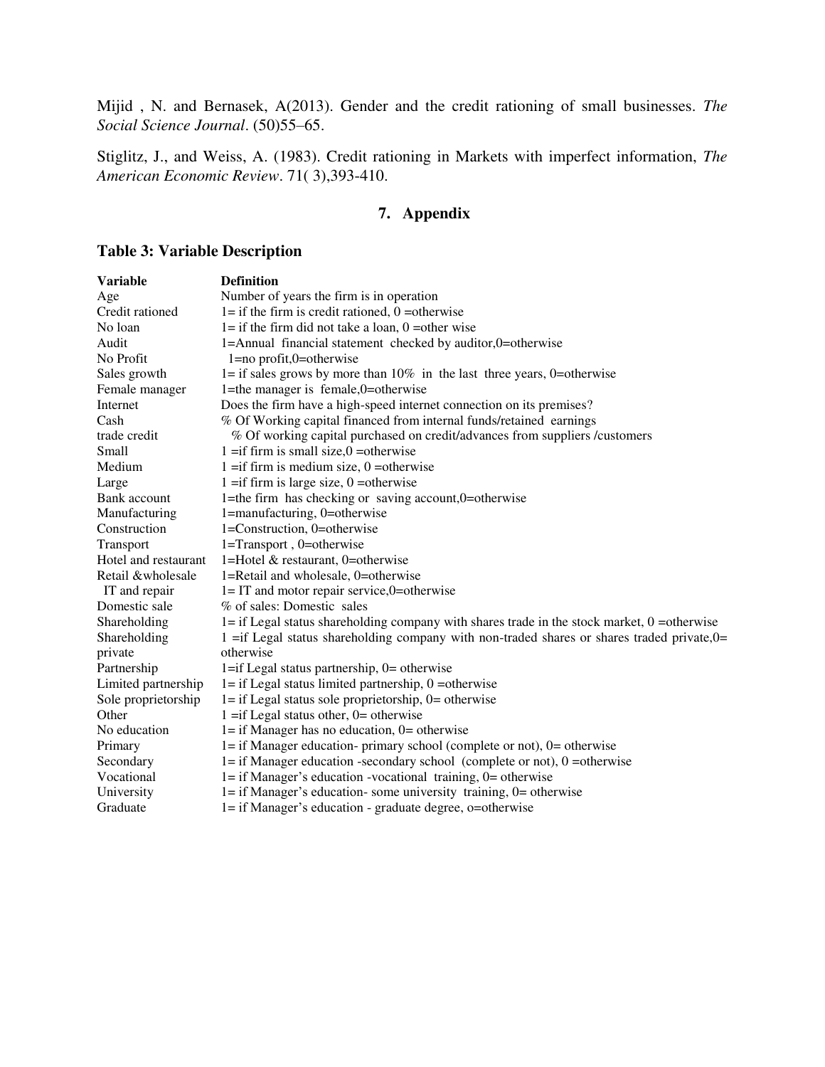Mijid , N. and Bernasek, A(2013). Gender and the credit rationing of small businesses. *The Social Science Journal*. (50)55–65.

Stiglitz, J., and Weiss, A. (1983). Credit rationing in Markets with imperfect information, *The American Economic Review*. 71( 3),393-410.

## 7. Appendix

### Table 3: Variable Description

| Variable | Definition |
|---|---|
| Age | Number of years the firm is in operation |
| Credit rationed | 1= if the firm is credit rationed, 0 =otherwise |
| No loan | 1= if the firm did not take a loan, 0 =other wise |
| Audit | 1=Annual financial statement checked by auditor,0=otherwise |
| No Profit | 1=no profit,0=otherwise |
| Sales growth | 1= if sales grows by more than 10% in the last three years, 0=otherwise |
| Female manager | 1=the manager is female,0=otherwise |
| Internet | Does the firm have a high-speed internet connection on its premises? |
| Cash | % Of Working capital financed from internal funds/retained earnings |
| trade credit | % Of working capital purchased on credit/advances from suppliers /customers |
| Small | 1 =if firm is small size,0 =otherwise |
| Medium | 1 =if firm is medium size, 0 =otherwise |
| Large | 1 =if firm is large size, 0 =otherwise |
| Bank account | 1=the firm has checking or saving account,0=otherwise |
| Manufacturing | 1=manufacturing, 0=otherwise |
| Construction | 1=Construction, 0=otherwise |
| Transport | 1=Transport , 0=otherwise |
| Hotel and restaurant | 1=Hotel & restaurant, 0=otherwise |
| Retail &wholesale | 1=Retail and wholesale, 0=otherwise |
| IT and repair | 1= IT and motor repair service,0=otherwise |
| Domestic sale | % of sales: Domestic sales |
| Shareholding | 1= if Legal status shareholding company with shares trade in the stock market, 0 =otherwise |
| Shareholding private | 1 =if Legal status shareholding company with non-traded shares or shares traded private,0= otherwise |
| Partnership | 1=if Legal status partnership, 0= otherwise |
| Limited partnership | 1= if Legal status limited partnership, 0 =otherwise |
| Sole proprietorship | 1= if Legal status sole proprietorship, 0= otherwise |
| Other | 1 =if Legal status other, 0= otherwise |
| No education | 1= if Manager has no education, 0= otherwise |
| Primary | 1= if Manager education- primary school (complete or not), 0= otherwise |
| Secondary | 1= if Manager education -secondary school (complete or not), 0 =otherwise |
| Vocational | 1= if Manager's education -vocational training, 0= otherwise |
| University | 1= if Manager's education- some university training, 0= otherwise |
| Graduate | 1= if Manager's education - graduate degree, o=otherwise |